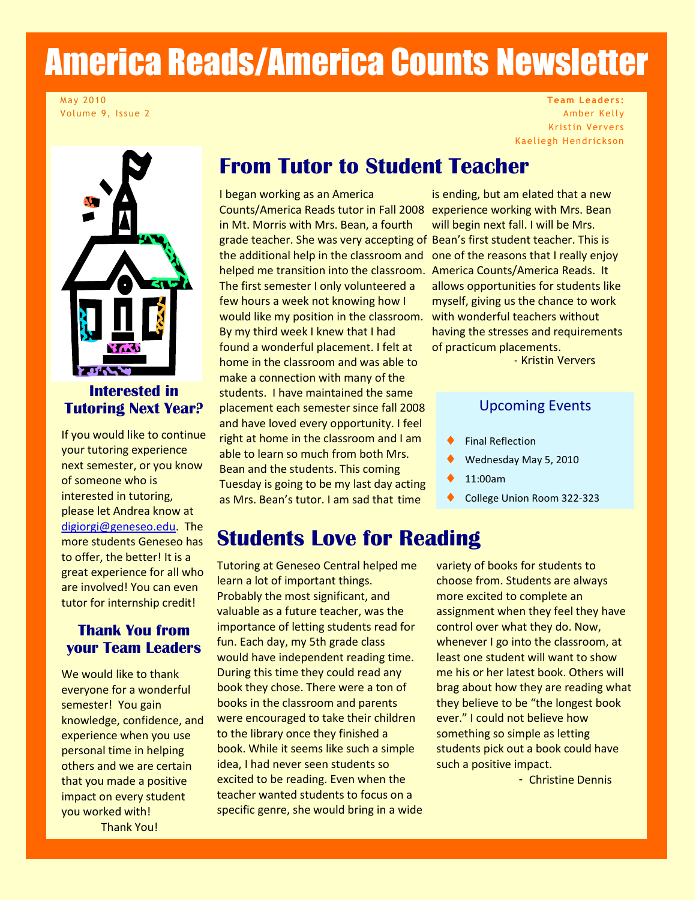# America Reads/America Counts Newsletter

May 2010
Volume 9, Issue 2

**Team Leaders:**
Amber Kelly
Kristin Ververs
Kaeliegh Hendrickson

## From Tutor to Student Teacher

I began working as an America Counts/America Reads tutor in Fall 2008 in Mt. Morris with Mrs. Bean, a fourth grade teacher. She was very accepting of the additional help in the classroom and helped me transition into the classroom. The first semester I only volunteered a few hours a week not knowing how I would like my position in the classroom. By my third week I knew that I had found a wonderful placement. I felt at home in the classroom and was able to make a connection with many of the students. I have maintained the same placement each semester since fall 2008 and have loved every opportunity. I feel right at home in the classroom and I am able to learn so much from both Mrs. Bean and the students. This coming Tuesday is going to be my last day acting as Mrs. Bean's tutor. I am sad that time is ending, but am elated that a new experience working with Mrs. Bean will begin next fall. I will be Mrs. Bean's first student teacher. This is one of the reasons that I really enjoy America Counts/America Reads. It allows opportunities for students like myself, giving us the chance to work with wonderful teachers without having the stresses and requirements of practicum placements.

\- Kristin Ververs

### Upcoming Events

- Final Reflection
- Wednesday May 5, 2010
- 11:00am
- College Union Room 322-323

## Students Love for Reading

Tutoring at Geneseo Central helped me learn a lot of important things. Probably the most significant, and valuable as a future teacher, was the importance of letting students read for fun. Each day, my 5th grade class would have independent reading time. During this time they could read any book they chose. There were a ton of books in the classroom and parents were encouraged to take their children to the library once they finished a book. While it seems like such a simple idea, I had never seen students so excited to be reading. Even when the teacher wanted students to focus on a specific genre, she would bring in a wide variety of books for students to choose from. Students are always more excited to complete an assignment when they feel they have control over what they do. Now, whenever I go into the classroom, at least one student will want to show me his or her latest book. Others will brag about how they are reading what they believe to be "the longest book ever." I could not believe how something so simple as letting students pick out a book could have such a positive impact.

\- Christine Dennis

### Interested in Tutoring Next Year?

If you would like to continue your tutoring experience next semester, or you know of someone who is interested in tutoring, please let Andrea know at digiorgi@geneseo.edu. The more students Geneseo has to offer, the better! It is a great experience for all who are involved! You can even tutor for internship credit!

### Thank You from your Team Leaders

We would like to thank everyone for a wonderful semester! You gain knowledge, confidence, and experience when you use personal time in helping others and we are certain that you made a positive impact on every student you worked with!

Thank You!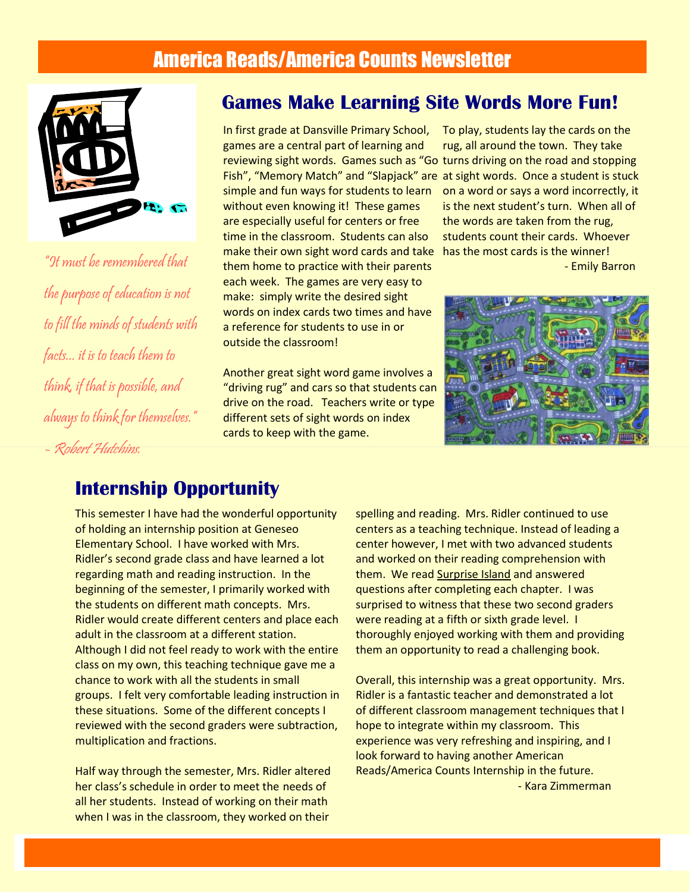# America Reads/America Counts Newsletter

*"It must be remembered that the purpose of education is not to fill the minds of students with facts… it is to teach them to think, if that is possible, and always to think for themselves."*

*– Robert Hutchins.*

## Games Make Learning Site Words More Fun!

In first grade at Dansville Primary School, games are a central part of learning and reviewing sight words. Games such as "Go Fish", "Memory Match" and "Slapjack" are simple and fun ways for students to learn without even knowing it! These games are especially useful for centers or free time in the classroom. Students can also make their own sight word cards and take them home to practice with their parents each week. The games are very easy to make: simply write the desired sight words on index cards two times and have a reference for students to use in or outside the classroom!

Another great sight word game involves a "driving rug" and cars so that students can drive on the road. Teachers write or type different sets of sight words on index cards to keep with the game.

To play, students lay the cards on the rug, all around the town. They take turns driving on the road and stopping at sight words. Once a student is stuck on a word or says a word incorrectly, it is the next student's turn. When all of the words are taken from the rug, students count their cards. Whoever has the most cards is the winner!

- Emily Barron

## Internship Opportunity

This semester I have had the wonderful opportunity of holding an internship position at Geneseo Elementary School. I have worked with Mrs. Ridler's second grade class and have learned a lot regarding math and reading instruction. In the beginning of the semester, I primarily worked with the students on different math concepts. Mrs. Ridler would create different centers and place each adult in the classroom at a different station. Although I did not feel ready to work with the entire class on my own, this teaching technique gave me a chance to work with all the students in small groups. I felt very comfortable leading instruction in these situations. Some of the different concepts I reviewed with the second graders were subtraction, multiplication and fractions.

Half way through the semester, Mrs. Ridler altered her class's schedule in order to meet the needs of all her students. Instead of working on their math when I was in the classroom, they worked on their spelling and reading. Mrs. Ridler continued to use centers as a teaching technique. Instead of leading a center however, I met with two advanced students and worked on their reading comprehension with them. We read Surprise Island and answered questions after completing each chapter. I was surprised to witness that these two second graders were reading at a fifth or sixth grade level. I thoroughly enjoyed working with them and providing them an opportunity to read a challenging book.

Overall, this internship was a great opportunity. Mrs. Ridler is a fantastic teacher and demonstrated a lot of different classroom management techniques that I hope to integrate within my classroom. This experience was very refreshing and inspiring, and I look forward to having another American Reads/America Counts Internship in the future.

- Kara Zimmerman